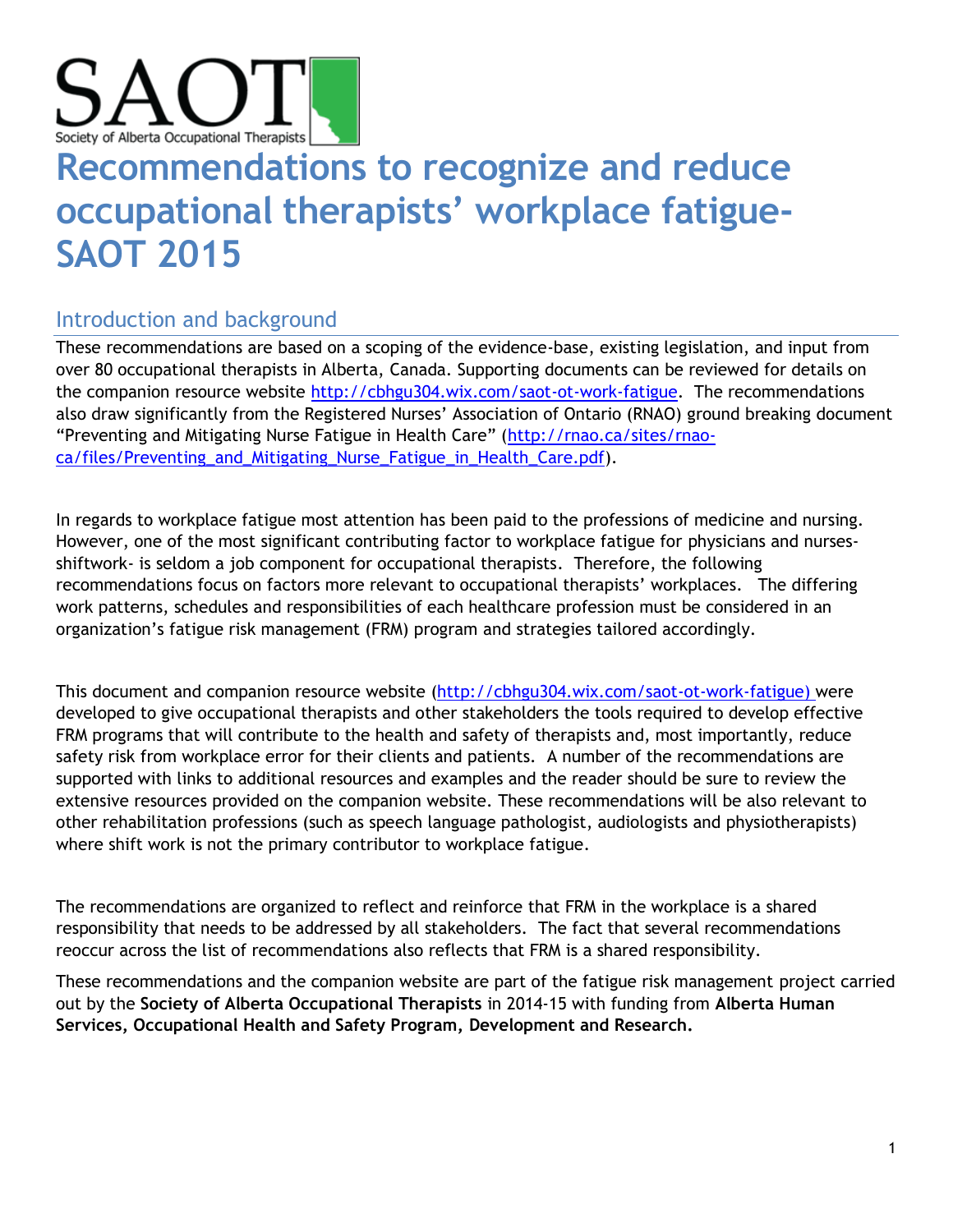SAOT

Society of Alberta Occupational Therapists

# Recommendations to recognize and reduce occupational therapists' workplace fatigue- SAOT 2015

## Introduction and background

These recommendations are based on a scoping of the evidence-base, existing legislation, and input from over 80 occupational therapists in Alberta, Canada. Supporting documents can be reviewed for details on the companion resource website http://cbhgu304.wix.com/saot-ot-work-fatigue. The recommendations also draw significantly from the Registered Nurses' Association of Ontario (RNAO) ground breaking document "Preventing and Mitigating Nurse Fatigue in Health Care" (http://rnao.ca/sites/rnao-ca/files/Preventing_and_Mitigating_Nurse_Fatigue_in_Health_Care.pdf).

In regards to workplace fatigue most attention has been paid to the professions of medicine and nursing. However, one of the most significant contributing factor to workplace fatigue for physicians and nurses- shiftwork- is seldom a job component for occupational therapists. Therefore, the following recommendations focus on factors more relevant to occupational therapists' workplaces. The differing work patterns, schedules and responsibilities of each healthcare profession must be considered in an organization's fatigue risk management (FRM) program and strategies tailored accordingly.

This document and companion resource website (http://cbhgu304.wix.com/saot-ot-work-fatigue) were developed to give occupational therapists and other stakeholders the tools required to develop effective FRM programs that will contribute to the health and safety of therapists and, most importantly, reduce safety risk from workplace error for their clients and patients. A number of the recommendations are supported with links to additional resources and examples and the reader should be sure to review the extensive resources provided on the companion website. These recommendations will be also relevant to other rehabilitation professions (such as speech language pathologist, audiologists and physiotherapists) where shift work is not the primary contributor to workplace fatigue.

The recommendations are organized to reflect and reinforce that FRM in the workplace is a shared responsibility that needs to be addressed by all stakeholders. The fact that several recommendations reoccur across the list of recommendations also reflects that FRM is a shared responsibility.

These recommendations and the companion website are part of the fatigue risk management project carried out by the **Society of Alberta Occupational Therapists** in 2014-15 with funding from **Alberta Human Services, Occupational Health and Safety Program, Development and Research.**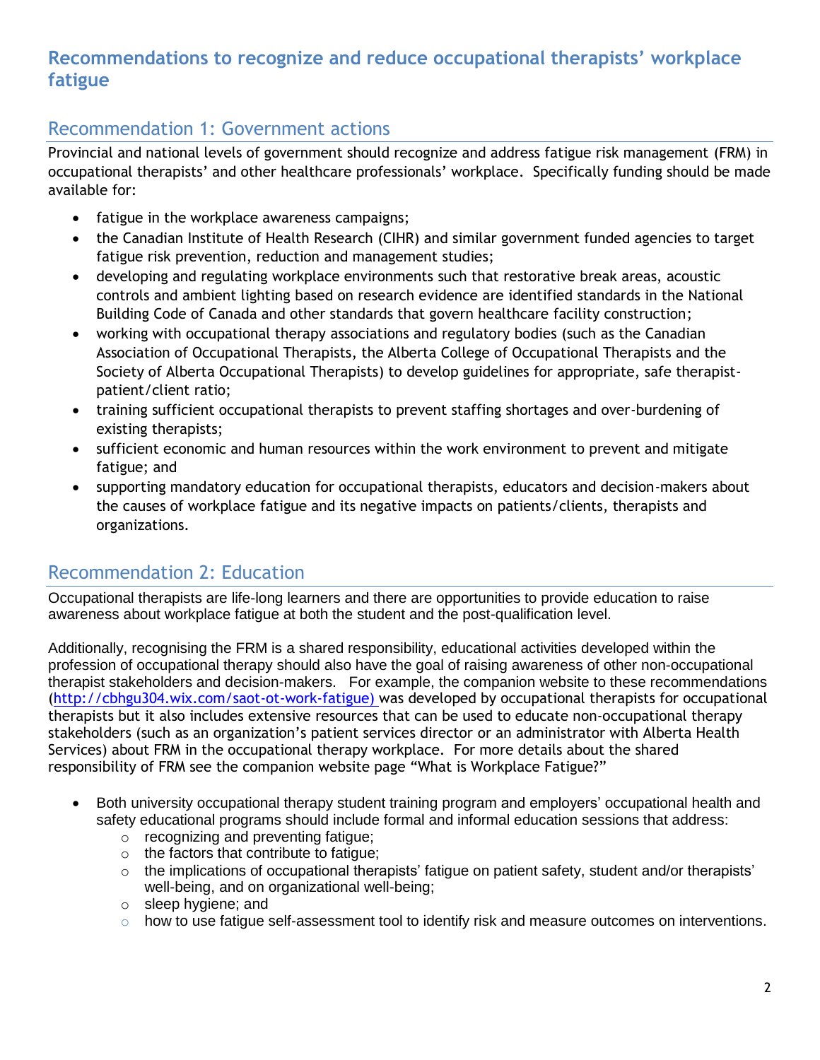## Recommendations to recognize and reduce occupational therapists' workplace fatigue

### Recommendation 1: Government actions

Provincial and national levels of government should recognize and address fatigue risk management (FRM) in occupational therapists' and other healthcare professionals' workplace. Specifically funding should be made available for:

- fatigue in the workplace awareness campaigns;
- the Canadian Institute of Health Research (CIHR) and similar government funded agencies to target fatigue risk prevention, reduction and management studies;
- developing and regulating workplace environments such that restorative break areas, acoustic controls and ambient lighting based on research evidence are identified standards in the National Building Code of Canada and other standards that govern healthcare facility construction;
- working with occupational therapy associations and regulatory bodies (such as the Canadian Association of Occupational Therapists, the Alberta College of Occupational Therapists and the Society of Alberta Occupational Therapists) to develop guidelines for appropriate, safe therapist-patient/client ratio;
- training sufficient occupational therapists to prevent staffing shortages and over-burdening of existing therapists;
- sufficient economic and human resources within the work environment to prevent and mitigate fatigue; and
- supporting mandatory education for occupational therapists, educators and decision-makers about the causes of workplace fatigue and its negative impacts on patients/clients, therapists and organizations.

### Recommendation 2: Education

Occupational therapists are life-long learners and there are opportunities to provide education to raise awareness about workplace fatigue at both the student and the post-qualification level.

Additionally, recognising the FRM is a shared responsibility, educational activities developed within the profession of occupational therapy should also have the goal of raising awareness of other non-occupational therapist stakeholders and decision-makers. For example, the companion website to these recommendations (http://cbhgu304.wix.com/saot-ot-work-fatigue) was developed by occupational therapists for occupational therapists but it also includes extensive resources that can be used to educate non-occupational therapy stakeholders (such as an organization's patient services director or an administrator with Alberta Health Services) about FRM in the occupational therapy workplace. For more details about the shared responsibility of FRM see the companion website page "What is Workplace Fatigue?"

- Both university occupational therapy student training program and employers' occupational health and safety educational programs should include formal and informal education sessions that address:
  - recognizing and preventing fatigue;
  - the factors that contribute to fatigue;
  - the implications of occupational therapists' fatigue on patient safety, student and/or therapists' well-being, and on organizational well-being;
  - sleep hygiene; and
  - how to use fatigue self-assessment tool to identify risk and measure outcomes on interventions.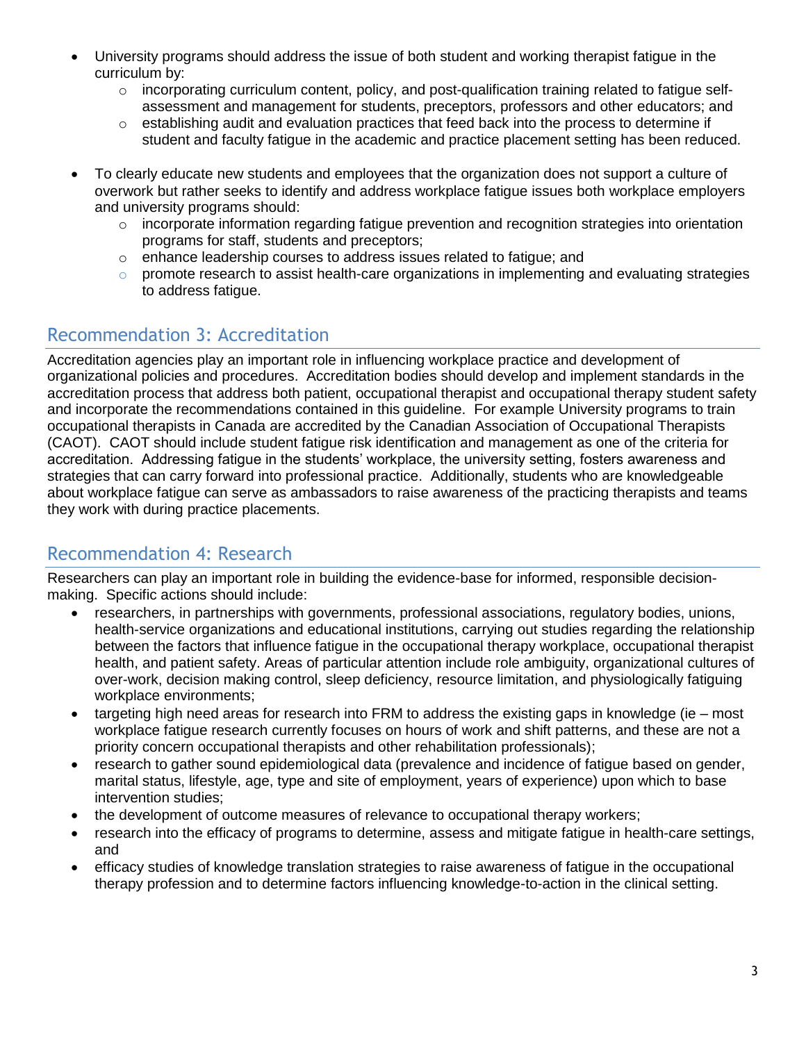- University programs should address the issue of both student and working therapist fatigue in the curriculum by:
  - incorporating curriculum content, policy, and post-qualification training related to fatigue self-assessment and management for students, preceptors, professors and other educators; and
  - establishing audit and evaluation practices that feed back into the process to determine if student and faculty fatigue in the academic and practice placement setting has been reduced.

- To clearly educate new students and employees that the organization does not support a culture of overwork but rather seeks to identify and address workplace fatigue issues both workplace employers and university programs should:
  - incorporate information regarding fatigue prevention and recognition strategies into orientation programs for staff, students and preceptors;
  - enhance leadership courses to address issues related to fatigue; and
  - promote research to assist health-care organizations in implementing and evaluating strategies to address fatigue.

## Recommendation 3: Accreditation

Accreditation agencies play an important role in influencing workplace practice and development of organizational policies and procedures. Accreditation bodies should develop and implement standards in the accreditation process that address both patient, occupational therapist and occupational therapy student safety and incorporate the recommendations contained in this guideline. For example University programs to train occupational therapists in Canada are accredited by the Canadian Association of Occupational Therapists (CAOT). CAOT should include student fatigue risk identification and management as one of the criteria for accreditation. Addressing fatigue in the students' workplace, the university setting, fosters awareness and strategies that can carry forward into professional practice. Additionally, students who are knowledgeable about workplace fatigue can serve as ambassadors to raise awareness of the practicing therapists and teams they work with during practice placements.

## Recommendation 4: Research

Researchers can play an important role in building the evidence-base for informed, responsible decision-making. Specific actions should include:

- researchers, in partnerships with governments, professional associations, regulatory bodies, unions, health-service organizations and educational institutions, carrying out studies regarding the relationship between the factors that influence fatigue in the occupational therapy workplace, occupational therapist health, and patient safety. Areas of particular attention include role ambiguity, organizational cultures of over-work, decision making control, sleep deficiency, resource limitation, and physiologically fatiguing workplace environments;
- targeting high need areas for research into FRM to address the existing gaps in knowledge (ie – most workplace fatigue research currently focuses on hours of work and shift patterns, and these are not a priority concern occupational therapists and other rehabilitation professionals);
- research to gather sound epidemiological data (prevalence and incidence of fatigue based on gender, marital status, lifestyle, age, type and site of employment, years of experience) upon which to base intervention studies;
- the development of outcome measures of relevance to occupational therapy workers;
- research into the efficacy of programs to determine, assess and mitigate fatigue in health-care settings, and
- efficacy studies of knowledge translation strategies to raise awareness of fatigue in the occupational therapy profession and to determine factors influencing knowledge-to-action in the clinical setting.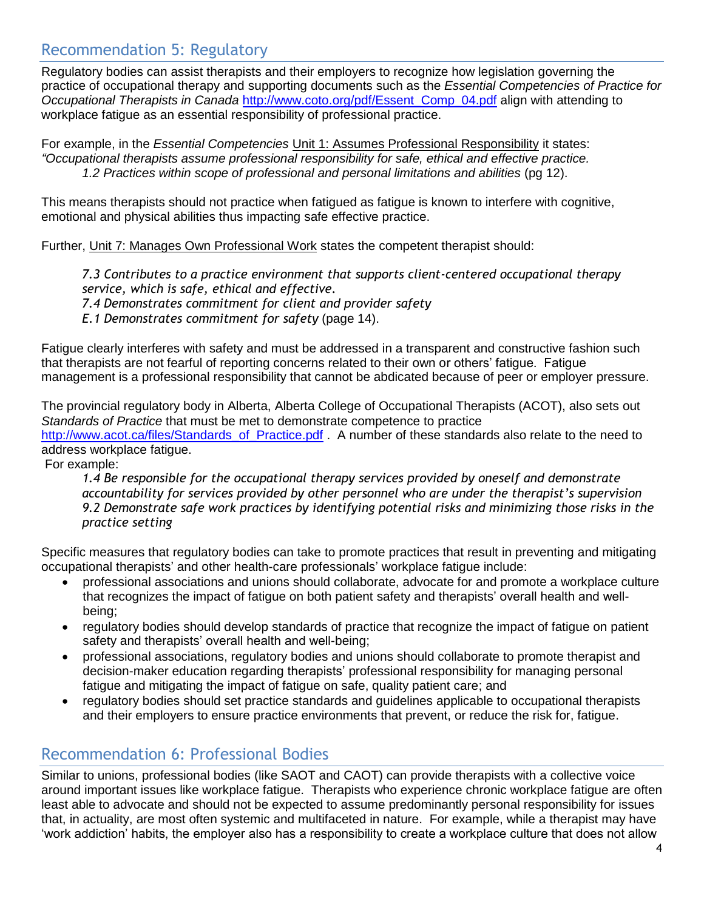## Recommendation 5: Regulatory

Regulatory bodies can assist therapists and their employers to recognize how legislation governing the practice of occupational therapy and supporting documents such as the *Essential Competencies of Practice for Occupational Therapists in Canada* http://www.coto.org/pdf/Essent_Comp_04.pdf align with attending to workplace fatigue as an essential responsibility of professional practice.

For example, in the *Essential Competencies* Unit 1: Assumes Professional Responsibility it states: *"Occupational therapists assume professional responsibility for safe, ethical and effective practice.*
*1.2 Practices within scope of professional and personal limitations and abilities* (pg 12).

This means therapists should not practice when fatigued as fatigue is known to interfere with cognitive, emotional and physical abilities thus impacting safe effective practice.

Further, Unit 7: Manages Own Professional Work states the competent therapist should:

*7.3 Contributes to a practice environment that supports client-centered occupational therapy service, which is safe, ethical and effective.*
*7.4 Demonstrates commitment for client and provider safety*
*E.1 Demonstrates commitment for safety* (page 14).

Fatigue clearly interferes with safety and must be addressed in a transparent and constructive fashion such that therapists are not fearful of reporting concerns related to their own or others' fatigue. Fatigue management is a professional responsibility that cannot be abdicated because of peer or employer pressure.

The provincial regulatory body in Alberta, Alberta College of Occupational Therapists (ACOT), also sets out *Standards of Practice* that must be met to demonstrate competence to practice http://www.acot.ca/files/Standards_of_Practice.pdf . A number of these standards also relate to the need to address workplace fatigue.
For example:

*1.4 Be responsible for the occupational therapy services provided by oneself and demonstrate accountability for services provided by other personnel who are under the therapist's supervision*
*9.2 Demonstrate safe work practices by identifying potential risks and minimizing those risks in the practice setting*

Specific measures that regulatory bodies can take to promote practices that result in preventing and mitigating occupational therapists' and other health-care professionals' workplace fatigue include:

- professional associations and unions should collaborate, advocate for and promote a workplace culture that recognizes the impact of fatigue on both patient safety and therapists' overall health and well-being;
- regulatory bodies should develop standards of practice that recognize the impact of fatigue on patient safety and therapists' overall health and well-being;
- professional associations, regulatory bodies and unions should collaborate to promote therapist and decision-maker education regarding therapists' professional responsibility for managing personal fatigue and mitigating the impact of fatigue on safe, quality patient care; and
- regulatory bodies should set practice standards and guidelines applicable to occupational therapists and their employers to ensure practice environments that prevent, or reduce the risk for, fatigue.

## Recommendation 6: Professional Bodies

Similar to unions, professional bodies (like SAOT and CAOT) can provide therapists with a collective voice around important issues like workplace fatigue. Therapists who experience chronic workplace fatigue are often least able to advocate and should not be expected to assume predominantly personal responsibility for issues that, in actuality, are most often systemic and multifaceted in nature. For example, while a therapist may have 'work addiction' habits, the employer also has a responsibility to create a workplace culture that does not allow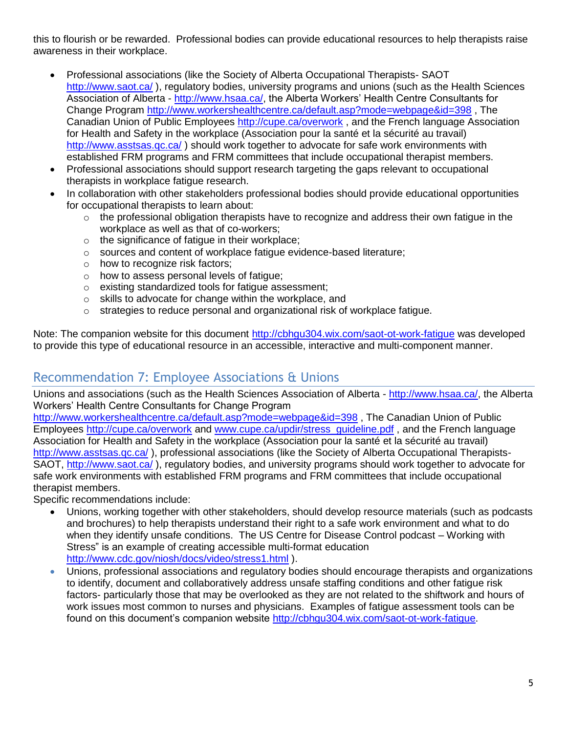this to flourish or be rewarded. Professional bodies can provide educational resources to help therapists raise awareness in their workplace.

- Professional associations (like the Society of Alberta Occupational Therapists- SAOT http://www.saot.ca/ ), regulatory bodies, university programs and unions (such as the Health Sciences Association of Alberta - http://www.hsaa.ca/, the Alberta Workers' Health Centre Consultants for Change Program http://www.workershealthcentre.ca/default.asp?mode=webpage&id=398 , The Canadian Union of Public Employees http://cupe.ca/overwork , and the French language Association for Health and Safety in the workplace (Association pour la santé et la sécurité au travail) http://www.asstsas.qc.ca/ ) should work together to advocate for safe work environments with established FRM programs and FRM committees that include occupational therapist members.
- Professional associations should support research targeting the gaps relevant to occupational therapists in workplace fatigue research.
- In collaboration with other stakeholders professional bodies should provide educational opportunities for occupational therapists to learn about:
    - the professional obligation therapists have to recognize and address their own fatigue in the workplace as well as that of co-workers;
    - the significance of fatigue in their workplace;
    - sources and content of workplace fatigue evidence-based literature;
    - how to recognize risk factors;
    - how to assess personal levels of fatigue;
    - existing standardized tools for fatigue assessment;
    - skills to advocate for change within the workplace, and
    - strategies to reduce personal and organizational risk of workplace fatigue.

Note: The companion website for this document http://cbhgu304.wix.com/saot-ot-work-fatigue was developed to provide this type of educational resource in an accessible, interactive and multi-component manner.

## Recommendation 7: Employee Associations & Unions

Unions and associations (such as the Health Sciences Association of Alberta - http://www.hsaa.ca/, the Alberta Workers' Health Centre Consultants for Change Program http://www.workershealthcentre.ca/default.asp?mode=webpage&id=398 , The Canadian Union of Public Employees http://cupe.ca/overwork and www.cupe.ca/updir/stress_guideline.pdf , and the French language Association for Health and Safety in the workplace (Association pour la santé et la sécurité au travail) http://www.asstsas.qc.ca/ ), professional associations (like the Society of Alberta Occupational Therapists- SAOT, http://www.saot.ca/ ), regulatory bodies, and university programs should work together to advocate for safe work environments with established FRM programs and FRM committees that include occupational therapist members.

Specific recommendations include:

- Unions, working together with other stakeholders, should develop resource materials (such as podcasts and brochures) to help therapists understand their right to a safe work environment and what to do when they identify unsafe conditions. The US Centre for Disease Control podcast – Working with Stress" is an example of creating accessible multi-format education http://www.cdc.gov/niosh/docs/video/stress1.html ).
- Unions, professional associations and regulatory bodies should encourage therapists and organizations to identify, document and collaboratively address unsafe staffing conditions and other fatigue risk factors- particularly those that may be overlooked as they are not related to the shiftwork and hours of work issues most common to nurses and physicians. Examples of fatigue assessment tools can be found on this document's companion website http://cbhgu304.wix.com/saot-ot-work-fatigue.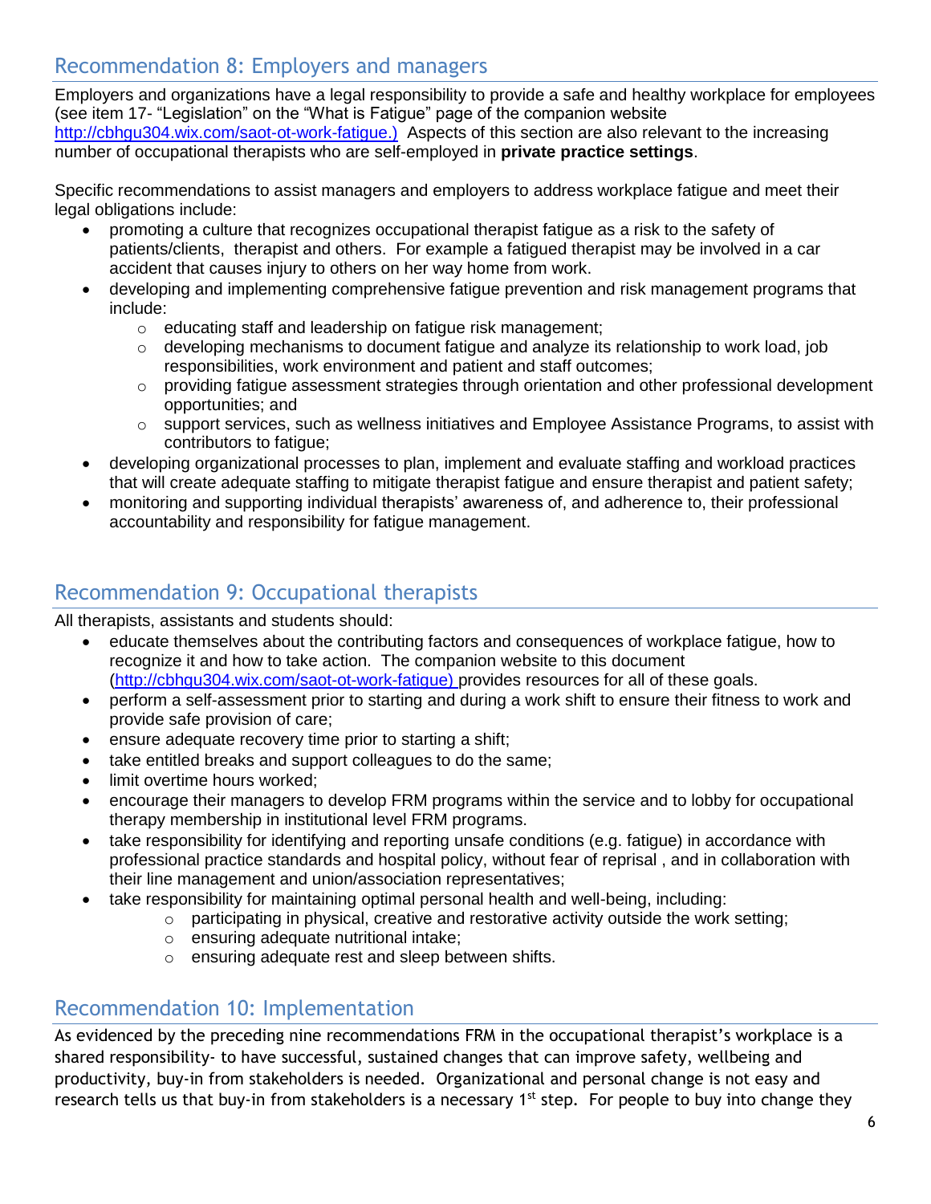## Recommendation 8: Employers and managers

Employers and organizations have a legal responsibility to provide a safe and healthy workplace for employees (see item 17- "Legislation" on the "What is Fatigue" page of the companion website http://cbhgu304.wix.com/saot-ot-work-fatigue.) Aspects of this section are also relevant to the increasing number of occupational therapists who are self-employed in **private practice settings**.

Specific recommendations to assist managers and employers to address workplace fatigue and meet their legal obligations include:

- promoting a culture that recognizes occupational therapist fatigue as a risk to the safety of patients/clients, therapist and others. For example a fatigued therapist may be involved in a car accident that causes injury to others on her way home from work.
- developing and implementing comprehensive fatigue prevention and risk management programs that include:
  - educating staff and leadership on fatigue risk management;
  - developing mechanisms to document fatigue and analyze its relationship to work load, job responsibilities, work environment and patient and staff outcomes;
  - providing fatigue assessment strategies through orientation and other professional development opportunities; and
  - support services, such as wellness initiatives and Employee Assistance Programs, to assist with contributors to fatigue;
- developing organizational processes to plan, implement and evaluate staffing and workload practices that will create adequate staffing to mitigate therapist fatigue and ensure therapist and patient safety;
- monitoring and supporting individual therapists' awareness of, and adherence to, their professional accountability and responsibility for fatigue management.

## Recommendation 9: Occupational therapists

All therapists, assistants and students should:

- educate themselves about the contributing factors and consequences of workplace fatigue, how to recognize it and how to take action. The companion website to this document (http://cbhgu304.wix.com/saot-ot-work-fatigue) provides resources for all of these goals.
- perform a self-assessment prior to starting and during a work shift to ensure their fitness to work and provide safe provision of care;
- ensure adequate recovery time prior to starting a shift;
- take entitled breaks and support colleagues to do the same;
- limit overtime hours worked;
- encourage their managers to develop FRM programs within the service and to lobby for occupational therapy membership in institutional level FRM programs.
- take responsibility for identifying and reporting unsafe conditions (e.g. fatigue) in accordance with professional practice standards and hospital policy, without fear of reprisal , and in collaboration with their line management and union/association representatives;
- take responsibility for maintaining optimal personal health and well-being, including:
  - participating in physical, creative and restorative activity outside the work setting;
  - ensuring adequate nutritional intake;
  - ensuring adequate rest and sleep between shifts.

## Recommendation 10: Implementation

As evidenced by the preceding nine recommendations FRM in the occupational therapist's workplace is a shared responsibility- to have successful, sustained changes that can improve safety, wellbeing and productivity, buy-in from stakeholders is needed. Organizational and personal change is not easy and research tells us that buy-in from stakeholders is a necessary 1st step. For people to buy into change they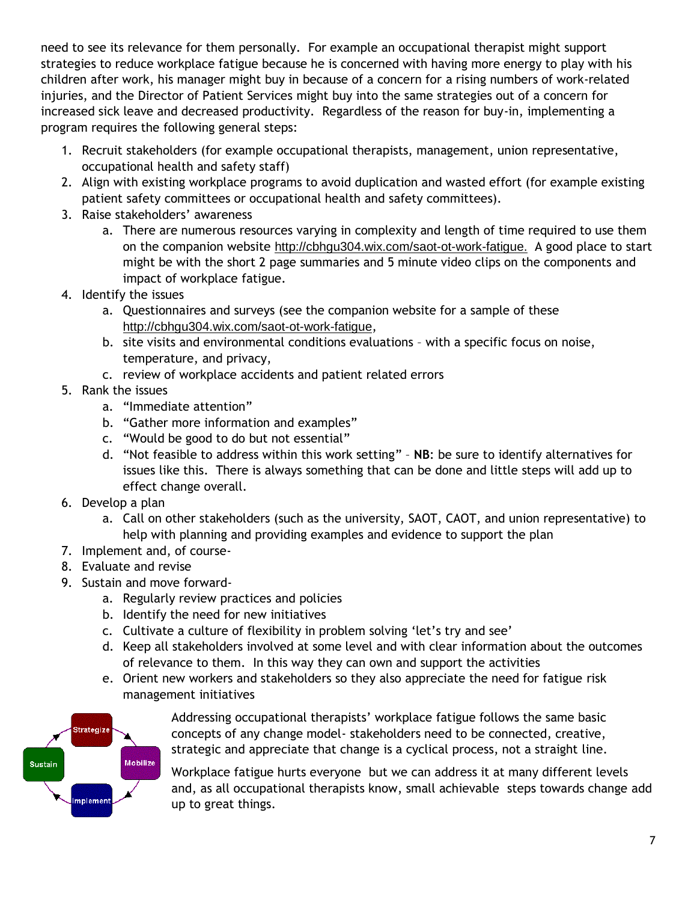need to see its relevance for them personally. For example an occupational therapist might support strategies to reduce workplace fatigue because he is concerned with having more energy to play with his children after work, his manager might buy in because of a concern for a rising numbers of work-related injuries, and the Director of Patient Services might buy into the same strategies out of a concern for increased sick leave and decreased productivity. Regardless of the reason for buy-in, implementing a program requires the following general steps:

1. Recruit stakeholders (for example occupational therapists, management, union representative, occupational health and safety staff)
2. Align with existing workplace programs to avoid duplication and wasted effort (for example existing patient safety committees or occupational health and safety committees).
3. Raise stakeholders' awareness
   a. There are numerous resources varying in complexity and length of time required to use them on the companion website http://cbhgu304.wix.com/saot-ot-work-fatigue. A good place to start might be with the short 2 page summaries and 5 minute video clips on the components and impact of workplace fatigue.
4. Identify the issues
   a. Questionnaires and surveys (see the companion website for a sample of these http://cbhgu304.wix.com/saot-ot-work-fatigue,
   b. site visits and environmental conditions evaluations – with a specific focus on noise, temperature, and privacy,
   c. review of workplace accidents and patient related errors
5. Rank the issues
   a. "Immediate attention"
   b. "Gather more information and examples"
   c. "Would be good to do but not essential"
   d. "Not feasible to address within this work setting" – **NB**: be sure to identify alternatives for issues like this. There is always something that can be done and little steps will add up to effect change overall.
6. Develop a plan
   a. Call on other stakeholders (such as the university, SAOT, CAOT, and union representative) to help with planning and providing examples and evidence to support the plan
7. Implement and, of course-
8. Evaluate and revise
9. Sustain and move forward-
   a. Regularly review practices and policies
   b. Identify the need for new initiatives
   c. Cultivate a culture of flexibility in problem solving 'let's try and see'
   d. Keep all stakeholders involved at some level and with clear information about the outcomes of relevance to them. In this way they can own and support the activities
   e. Orient new workers and stakeholders so they also appreciate the need for fatigue risk management initiatives

Strategize
Mobilize
Implement
Sustain

Addressing occupational therapists' workplace fatigue follows the same basic concepts of any change model- stakeholders need to be connected, creative, strategic and appreciate that change is a cyclical process, not a straight line.

Workplace fatigue hurts everyone but we can address it at many different levels and, as all occupational therapists know, small achievable steps towards change add up to great things.